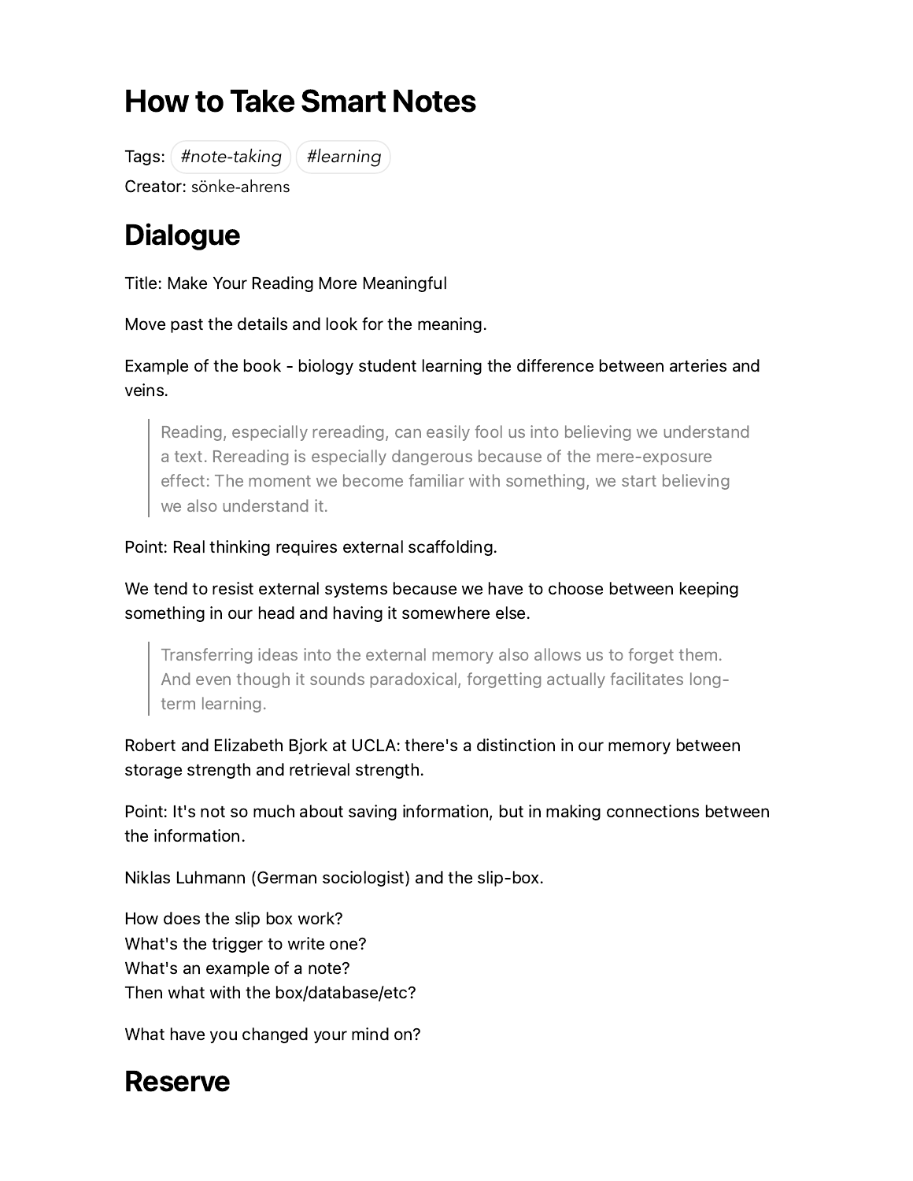# How to Take Smart Notes

Tags: *#note-taking* *#learning*
Creator: sönke-ahrens

# Dialogue

Title: Make Your Reading More Meaningful

Move past the details and look for the meaning.

Example of the book - biology student learning the difference between arteries and veins.

> Reading, especially rereading, can easily fool us into believing we understand a text. Rereading is especially dangerous because of the mere-exposure effect: The moment we become familiar with something, we start believing we also understand it.

Point: Real thinking requires external scaffolding.

We tend to resist external systems because we have to choose between keeping something in our head and having it somewhere else.

> Transferring ideas into the external memory also allows us to forget them. And even though it sounds paradoxical, forgetting actually facilitates long-term learning.

Robert and Elizabeth Bjork at UCLA: there's a distinction in our memory between storage strength and retrieval strength.

Point: It's not so much about saving information, but in making connections between the information.

Niklas Luhmann (German sociologist) and the slip-box.

How does the slip box work?
What's the trigger to write one?
What's an example of a note?
Then what with the box/database/etc?

What have you changed your mind on?

# Reserve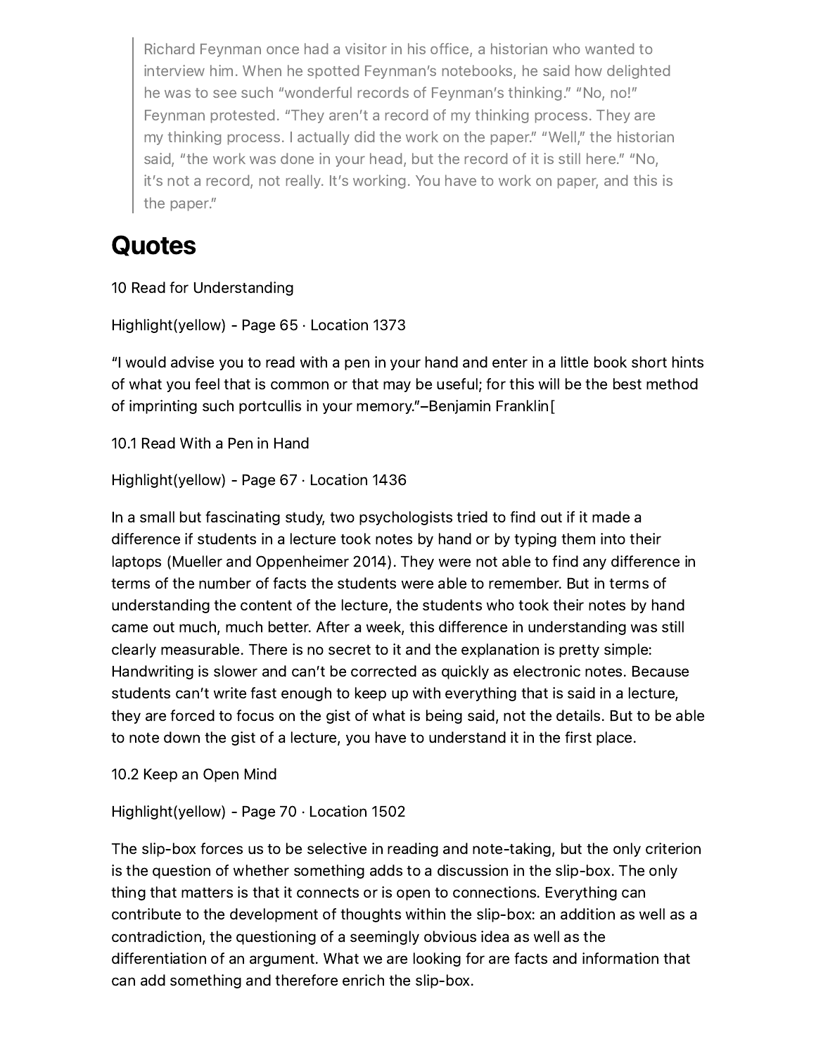> Richard Feynman once had a visitor in his office, a historian who wanted to interview him. When he spotted Feynman's notebooks, he said how delighted he was to see such "wonderful records of Feynman's thinking." "No, no!" Feynman protested. "They aren't a record of my thinking process. They are my thinking process. I actually did the work on the paper." "Well," the historian said, "the work was done in your head, but the record of it is still here." "No, it's not a record, not really. It's working. You have to work on paper, and this is the paper."

# Quotes

10 Read for Understanding

Highlight(yellow) - Page 65 · Location 1373

"I would advise you to read with a pen in your hand and enter in a little book short hints of what you feel that is common or that may be useful; for this will be the best method of imprinting such portcullis in your memory."–Benjamin Franklin[

10.1 Read With a Pen in Hand

Highlight(yellow) - Page 67 · Location 1436

In a small but fascinating study, two psychologists tried to find out if it made a difference if students in a lecture took notes by hand or by typing them into their laptops (Mueller and Oppenheimer 2014). They were not able to find any difference in terms of the number of facts the students were able to remember. But in terms of understanding the content of the lecture, the students who took their notes by hand came out much, much better. After a week, this difference in understanding was still clearly measurable. There is no secret to it and the explanation is pretty simple: Handwriting is slower and can't be corrected as quickly as electronic notes. Because students can't write fast enough to keep up with everything that is said in a lecture, they are forced to focus on the gist of what is being said, not the details. But to be able to note down the gist of a lecture, you have to understand it in the first place.

10.2 Keep an Open Mind

Highlight(yellow) - Page 70 · Location 1502

The slip-box forces us to be selective in reading and note-taking, but the only criterion is the question of whether something adds to a discussion in the slip-box. The only thing that matters is that it connects or is open to connections. Everything can contribute to the development of thoughts within the slip-box: an addition as well as a contradiction, the questioning of a seemingly obvious idea as well as the differentiation of an argument. What we are looking for are facts and information that can add something and therefore enrich the slip-box.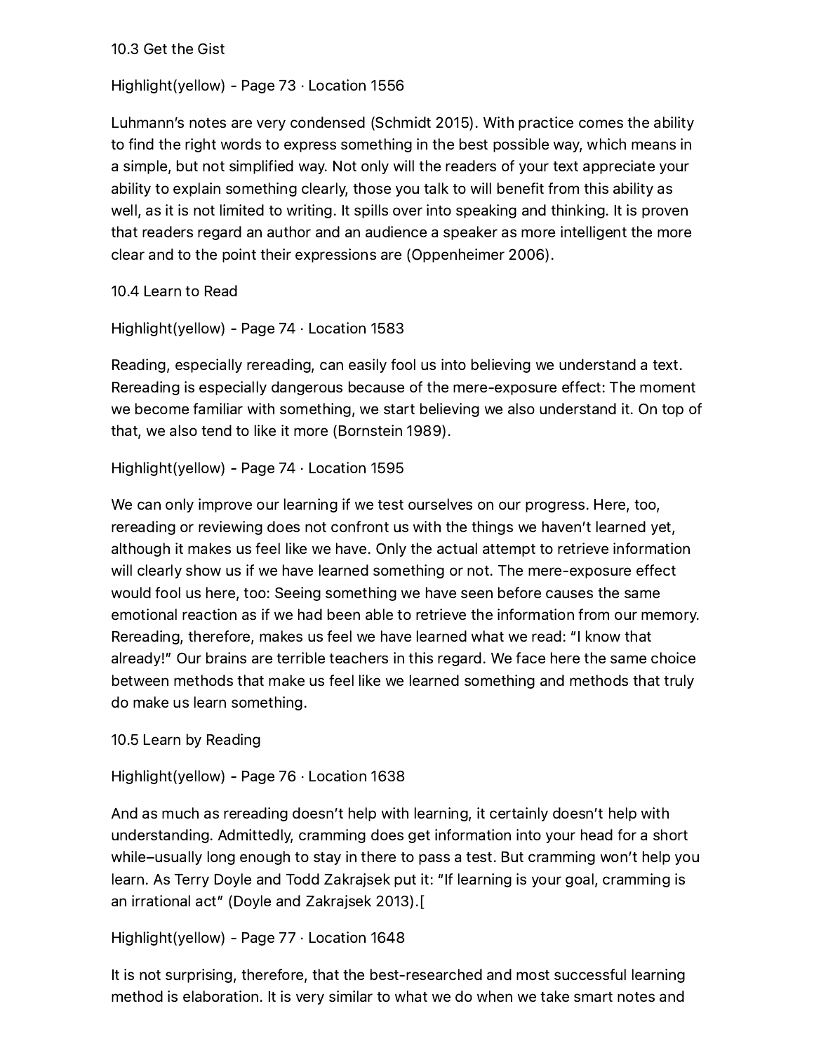## 10.3 Get the Gist

Highlight(yellow) - Page 73 · Location 1556

Luhmann's notes are very condensed (Schmidt 2015). With practice comes the ability to find the right words to express something in the best possible way, which means in a simple, but not simplified way. Not only will the readers of your text appreciate your ability to explain something clearly, those you talk to will benefit from this ability as well, as it is not limited to writing. It spills over into speaking and thinking. It is proven that readers regard an author and an audience a speaker as more intelligent the more clear and to the point their expressions are (Oppenheimer 2006).

## 10.4 Learn to Read

Highlight(yellow) - Page 74 · Location 1583

Reading, especially rereading, can easily fool us into believing we understand a text. Rereading is especially dangerous because of the mere-exposure effect: The moment we become familiar with something, we start believing we also understand it. On top of that, we also tend to like it more (Bornstein 1989).

Highlight(yellow) - Page 74 · Location 1595

We can only improve our learning if we test ourselves on our progress. Here, too, rereading or reviewing does not confront us with the things we haven't learned yet, although it makes us feel like we have. Only the actual attempt to retrieve information will clearly show us if we have learned something or not. The mere-exposure effect would fool us here, too: Seeing something we have seen before causes the same emotional reaction as if we had been able to retrieve the information from our memory. Rereading, therefore, makes us feel we have learned what we read: "I know that already!" Our brains are terrible teachers in this regard. We face here the same choice between methods that make us feel like we learned something and methods that truly do make us learn something.

## 10.5 Learn by Reading

Highlight(yellow) - Page 76 · Location 1638

And as much as rereading doesn't help with learning, it certainly doesn't help with understanding. Admittedly, cramming does get information into your head for a short while–usually long enough to stay in there to pass a test. But cramming won't help you learn. As Terry Doyle and Todd Zakrajsek put it: "If learning is your goal, cramming is an irrational act" (Doyle and Zakrajsek 2013).[

Highlight(yellow) - Page 77 · Location 1648

It is not surprising, therefore, that the best-researched and most successful learning method is elaboration. It is very similar to what we do when we take smart notes and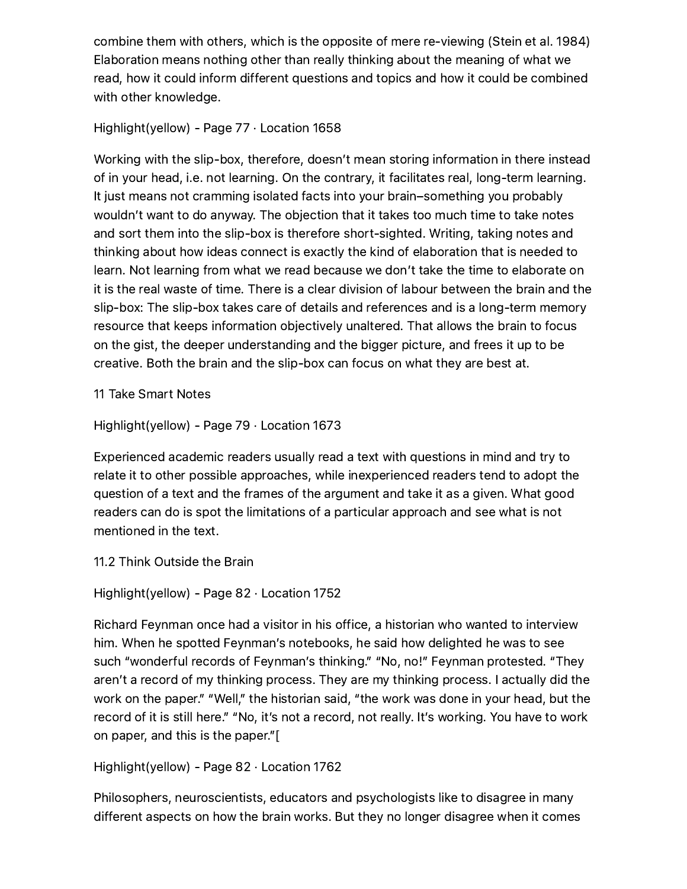combine them with others, which is the opposite of mere re-viewing (Stein et al. 1984) Elaboration means nothing other than really thinking about the meaning of what we read, how it could inform different questions and topics and how it could be combined with other knowledge.

Highlight(yellow) - Page 77 · Location 1658

Working with the slip-box, therefore, doesn't mean storing information in there instead of in your head, i.e. not learning. On the contrary, it facilitates real, long-term learning. It just means not cramming isolated facts into your brain–something you probably wouldn't want to do anyway. The objection that it takes too much time to take notes and sort them into the slip-box is therefore short-sighted. Writing, taking notes and thinking about how ideas connect is exactly the kind of elaboration that is needed to learn. Not learning from what we read because we don't take the time to elaborate on it is the real waste of time. There is a clear division of labour between the brain and the slip-box: The slip-box takes care of details and references and is a long-term memory resource that keeps information objectively unaltered. That allows the brain to focus on the gist, the deeper understanding and the bigger picture, and frees it up to be creative. Both the brain and the slip-box can focus on what they are best at.

## 11 Take Smart Notes

Highlight(yellow) - Page 79 · Location 1673

Experienced academic readers usually read a text with questions in mind and try to relate it to other possible approaches, while inexperienced readers tend to adopt the question of a text and the frames of the argument and take it as a given. What good readers can do is spot the limitations of a particular approach and see what is not mentioned in the text.

### 11.2 Think Outside the Brain

Highlight(yellow) - Page 82 · Location 1752

Richard Feynman once had a visitor in his office, a historian who wanted to interview him. When he spotted Feynman's notebooks, he said how delighted he was to see such "wonderful records of Feynman's thinking." "No, no!" Feynman protested. "They aren't a record of my thinking process. They are my thinking process. I actually did the work on the paper." "Well," the historian said, "the work was done in your head, but the record of it is still here." "No, it's not a record, not really. It's working. You have to work on paper, and this is the paper."[

Highlight(yellow) - Page 82 · Location 1762

Philosophers, neuroscientists, educators and psychologists like to disagree in many different aspects on how the brain works. But they no longer disagree when it comes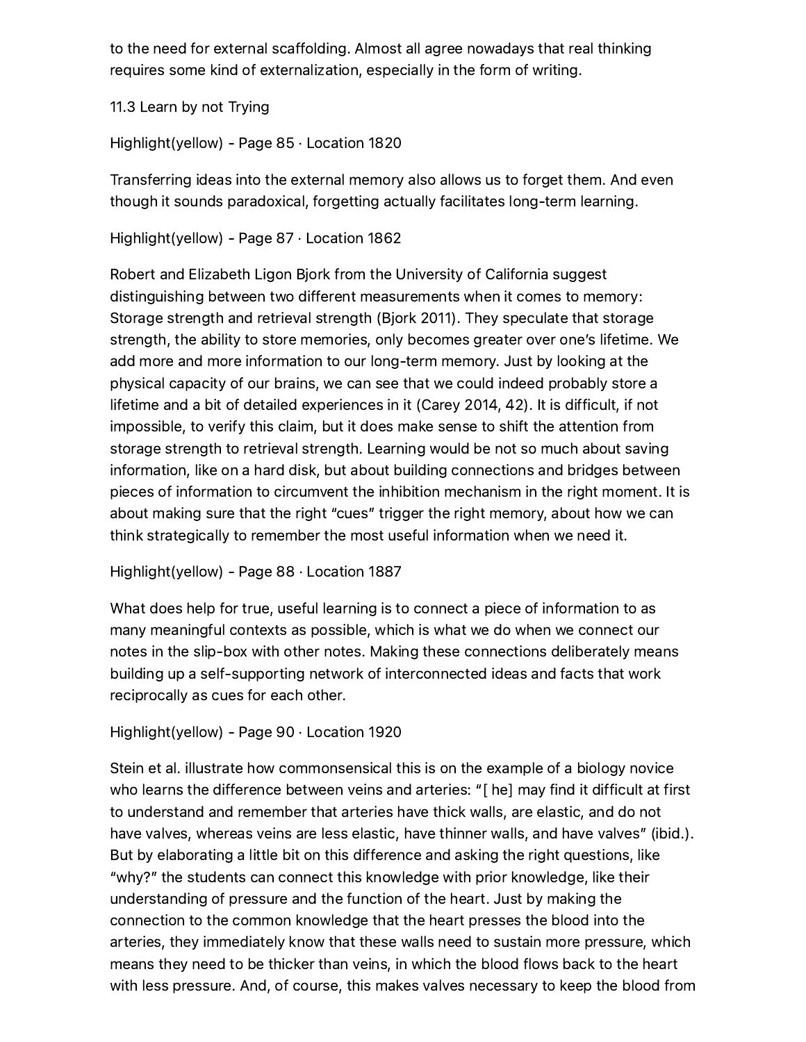to the need for external scaffolding. Almost all agree nowadays that real thinking requires some kind of externalization, especially in the form of writing.

11.3 Learn by not Trying

Highlight(yellow) - Page 85 · Location 1820

Transferring ideas into the external memory also allows us to forget them. And even though it sounds paradoxical, forgetting actually facilitates long-term learning.

Highlight(yellow) - Page 87 · Location 1862

Robert and Elizabeth Ligon Bjork from the University of California suggest distinguishing between two different measurements when it comes to memory: Storage strength and retrieval strength (Bjork 2011). They speculate that storage strength, the ability to store memories, only becomes greater over one's lifetime. We add more and more information to our long-term memory. Just by looking at the physical capacity of our brains, we can see that we could indeed probably store a lifetime and a bit of detailed experiences in it (Carey 2014, 42). It is difficult, if not impossible, to verify this claim, but it does make sense to shift the attention from storage strength to retrieval strength. Learning would be not so much about saving information, like on a hard disk, but about building connections and bridges between pieces of information to circumvent the inhibition mechanism in the right moment. It is about making sure that the right "cues" trigger the right memory, about how we can think strategically to remember the most useful information when we need it.

Highlight(yellow) - Page 88 · Location 1887

What does help for true, useful learning is to connect a piece of information to as many meaningful contexts as possible, which is what we do when we connect our notes in the slip-box with other notes. Making these connections deliberately means building up a self-supporting network of interconnected ideas and facts that work reciprocally as cues for each other.

Highlight(yellow) - Page 90 · Location 1920

Stein et al. illustrate how commonsensical this is on the example of a biology novice who learns the difference between veins and arteries: "[ he] may find it difficult at first to understand and remember that arteries have thick walls, are elastic, and do not have valves, whereas veins are less elastic, have thinner walls, and have valves" (ibid.). But by elaborating a little bit on this difference and asking the right questions, like "why?" the students can connect this knowledge with prior knowledge, like their understanding of pressure and the function of the heart. Just by making the connection to the common knowledge that the heart presses the blood into the arteries, they immediately know that these walls need to sustain more pressure, which means they need to be thicker than veins, in which the blood flows back to the heart with less pressure. And, of course, this makes valves necessary to keep the blood from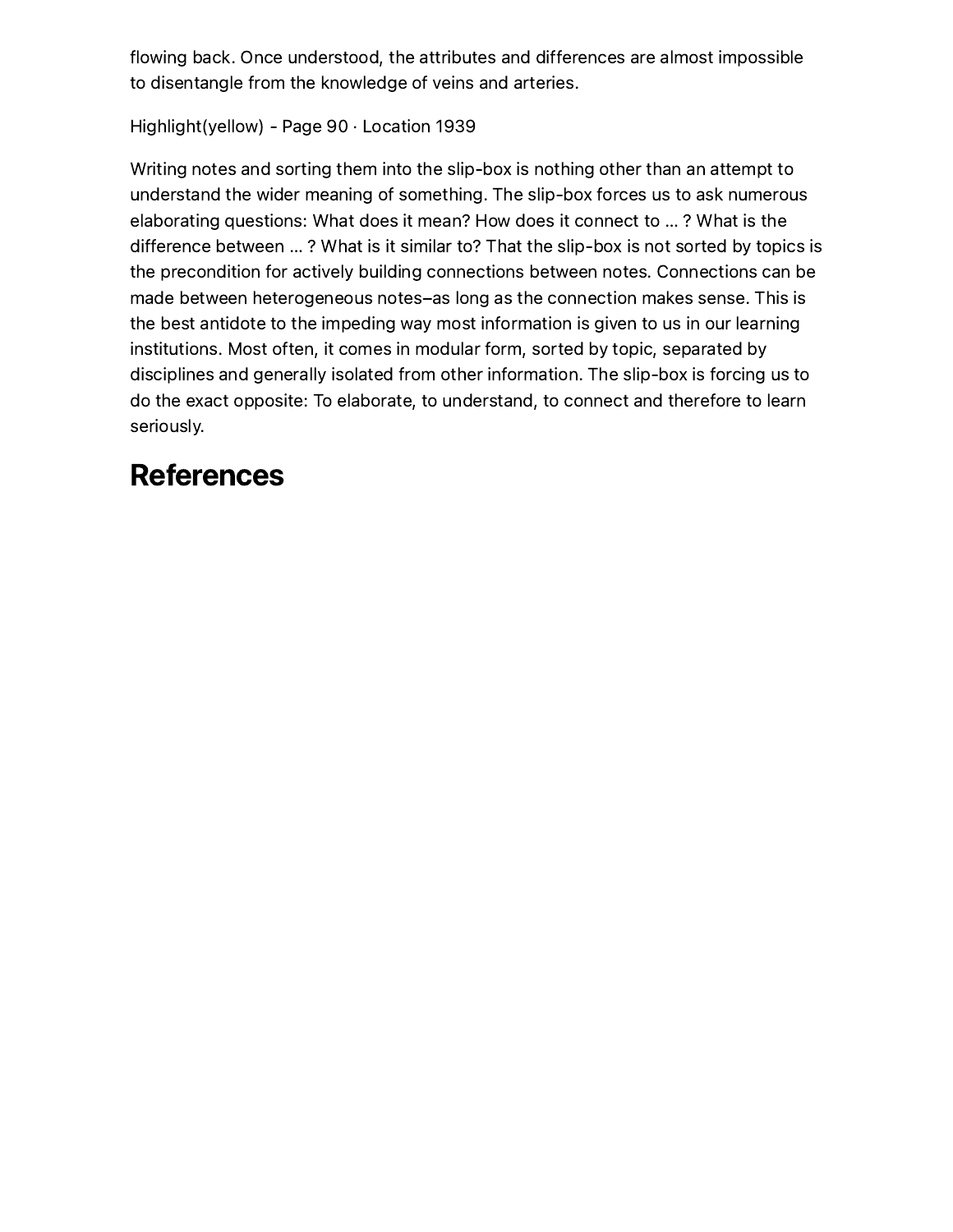flowing back. Once understood, the attributes and differences are almost impossible to disentangle from the knowledge of veins and arteries.

Highlight(yellow) - Page 90 · Location 1939

Writing notes and sorting them into the slip-box is nothing other than an attempt to understand the wider meaning of something. The slip-box forces us to ask numerous elaborating questions: What does it mean? How does it connect to … ? What is the difference between … ? What is it similar to? That the slip-box is not sorted by topics is the precondition for actively building connections between notes. Connections can be made between heterogeneous notes–as long as the connection makes sense. This is the best antidote to the impeding way most information is given to us in our learning institutions. Most often, it comes in modular form, sorted by topic, separated by disciplines and generally isolated from other information. The slip-box is forcing us to do the exact opposite: To elaborate, to understand, to connect and therefore to learn seriously.

## References